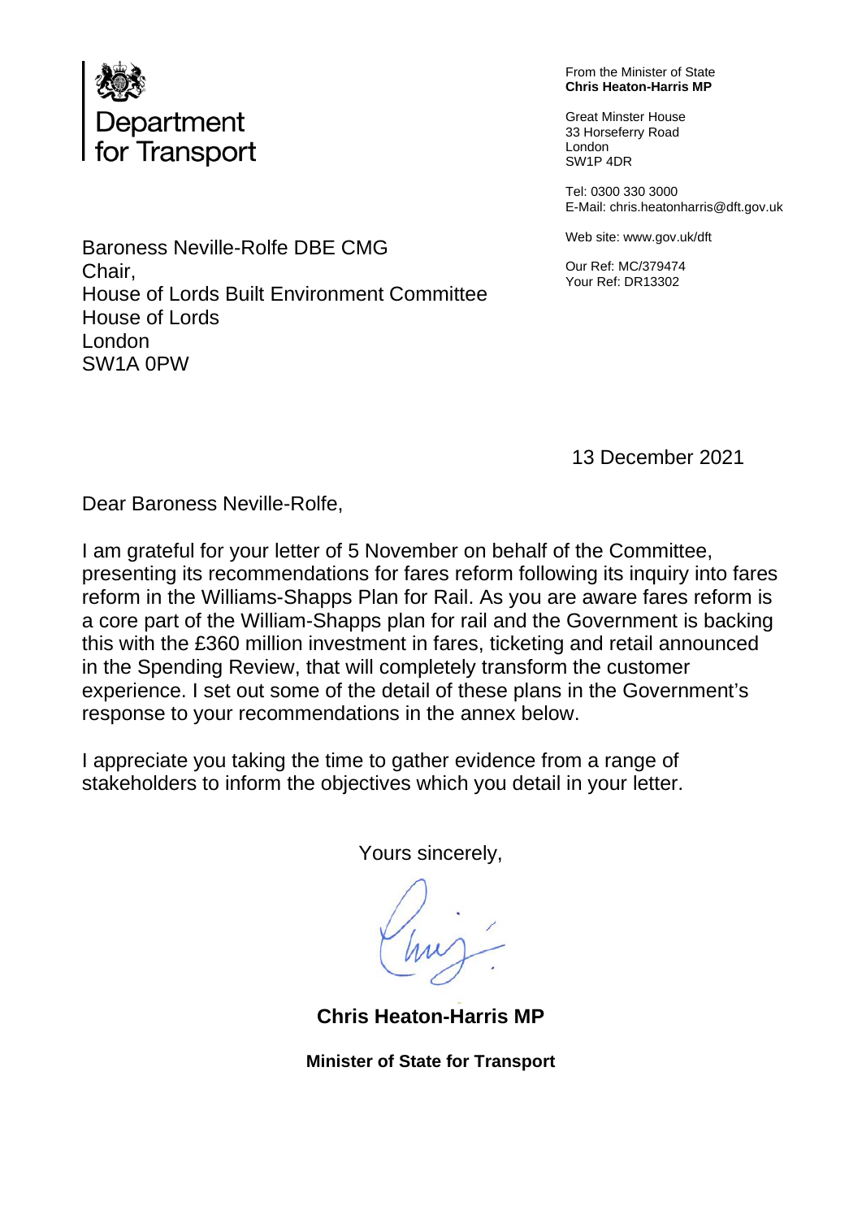Department for Transport

From the Minister of State
**Chris Heaton-Harris MP**

Great Minster House
33 Horseferry Road
London
SW1P 4DR

Tel: 0300 330 3000
E-Mail: chris.heatonharris@dft.gov.uk

Web site: www.gov.uk/dft

Our Ref: MC/379474
Your Ref: DR13302

Baroness Neville-Rolfe DBE CMG
Chair,
House of Lords Built Environment Committee
House of Lords
London
SW1A 0PW

13 December 2021

Dear Baroness Neville-Rolfe,

I am grateful for your letter of 5 November on behalf of the Committee, presenting its recommendations for fares reform following its inquiry into fares reform in the Williams-Shapps Plan for Rail. As you are aware fares reform is a core part of the William-Shapps plan for rail and the Government is backing this with the £360 million investment in fares, ticketing and retail announced in the Spending Review, that will completely transform the customer experience. I set out some of the detail of these plans in the Government's response to your recommendations in the annex below.

I appreciate you taking the time to gather evidence from a range of stakeholders to inform the objectives which you detail in your letter.

Yours sincerely,

**Chris Heaton-Harris MP**

**Minister of State for Transport**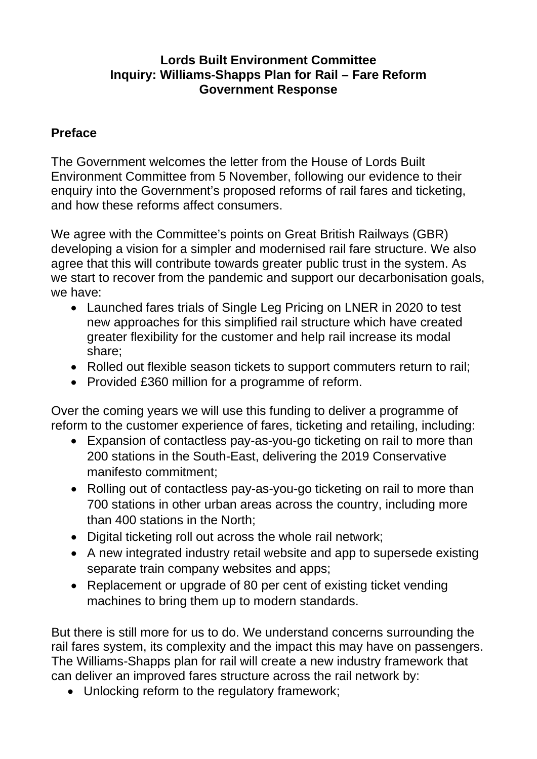**Lords Built Environment Committee**
**Inquiry: Williams-Shapps Plan for Rail – Fare Reform**
**Government Response**

## Preface

The Government welcomes the letter from the House of Lords Built Environment Committee from 5 November, following our evidence to their enquiry into the Government's proposed reforms of rail fares and ticketing, and how these reforms affect consumers.

We agree with the Committee's points on Great British Railways (GBR) developing a vision for a simpler and modernised rail fare structure. We also agree that this will contribute towards greater public trust in the system. As we start to recover from the pandemic and support our decarbonisation goals, we have:

- Launched fares trials of Single Leg Pricing on LNER in 2020 to test new approaches for this simplified rail structure which have created greater flexibility for the customer and help rail increase its modal share;
- Rolled out flexible season tickets to support commuters return to rail;
- Provided £360 million for a programme of reform.

Over the coming years we will use this funding to deliver a programme of reform to the customer experience of fares, ticketing and retailing, including:

- Expansion of contactless pay-as-you-go ticketing on rail to more than 200 stations in the South-East, delivering the 2019 Conservative manifesto commitment;
- Rolling out of contactless pay-as-you-go ticketing on rail to more than 700 stations in other urban areas across the country, including more than 400 stations in the North;
- Digital ticketing roll out across the whole rail network;
- A new integrated industry retail website and app to supersede existing separate train company websites and apps;
- Replacement or upgrade of 80 per cent of existing ticket vending machines to bring them up to modern standards.

But there is still more for us to do. We understand concerns surrounding the rail fares system, its complexity and the impact this may have on passengers. The Williams-Shapps plan for rail will create a new industry framework that can deliver an improved fares structure across the rail network by:

- Unlocking reform to the regulatory framework;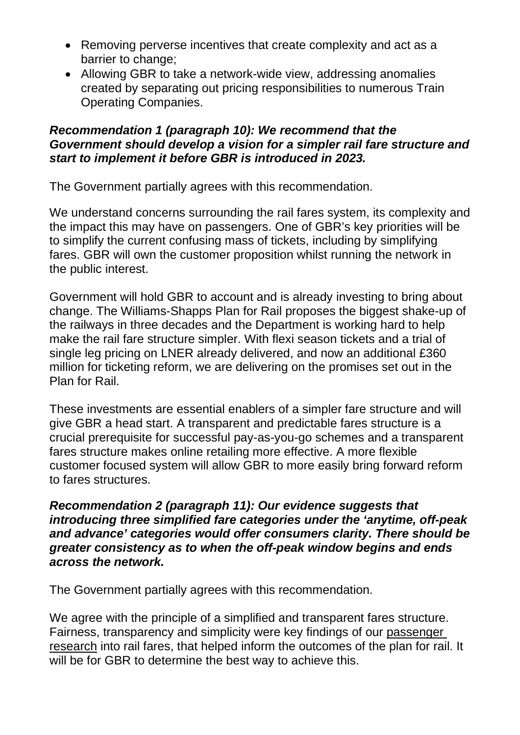- Removing perverse incentives that create complexity and act as a barrier to change;
- Allowing GBR to take a network-wide view, addressing anomalies created by separating out pricing responsibilities to numerous Train Operating Companies.

***Recommendation 1 (paragraph 10): We recommend that the Government should develop a vision for a simpler rail fare structure and start to implement it before GBR is introduced in 2023.***

The Government partially agrees with this recommendation.

We understand concerns surrounding the rail fares system, its complexity and the impact this may have on passengers. One of GBR's key priorities will be to simplify the current confusing mass of tickets, including by simplifying fares. GBR will own the customer proposition whilst running the network in the public interest.

Government will hold GBR to account and is already investing to bring about change. The Williams-Shapps Plan for Rail proposes the biggest shake-up of the railways in three decades and the Department is working hard to help make the rail fare structure simpler. With flexi season tickets and a trial of single leg pricing on LNER already delivered, and now an additional £360 million for ticketing reform, we are delivering on the promises set out in the Plan for Rail.

These investments are essential enablers of a simpler fare structure and will give GBR a head start. A transparent and predictable fares structure is a crucial prerequisite for successful pay-as-you-go schemes and a transparent fares structure makes online retailing more effective. A more flexible customer focused system will allow GBR to more easily bring forward reform to fares structures.

***Recommendation 2 (paragraph 11): Our evidence suggests that introducing three simplified fare categories under the 'anytime, off-peak and advance' categories would offer consumers clarity. There should be greater consistency as to when the off-peak window begins and ends across the network.***

The Government partially agrees with this recommendation.

We agree with the principle of a simplified and transparent fares structure. Fairness, transparency and simplicity were key findings of our passenger research into rail fares, that helped inform the outcomes of the plan for rail. It will be for GBR to determine the best way to achieve this.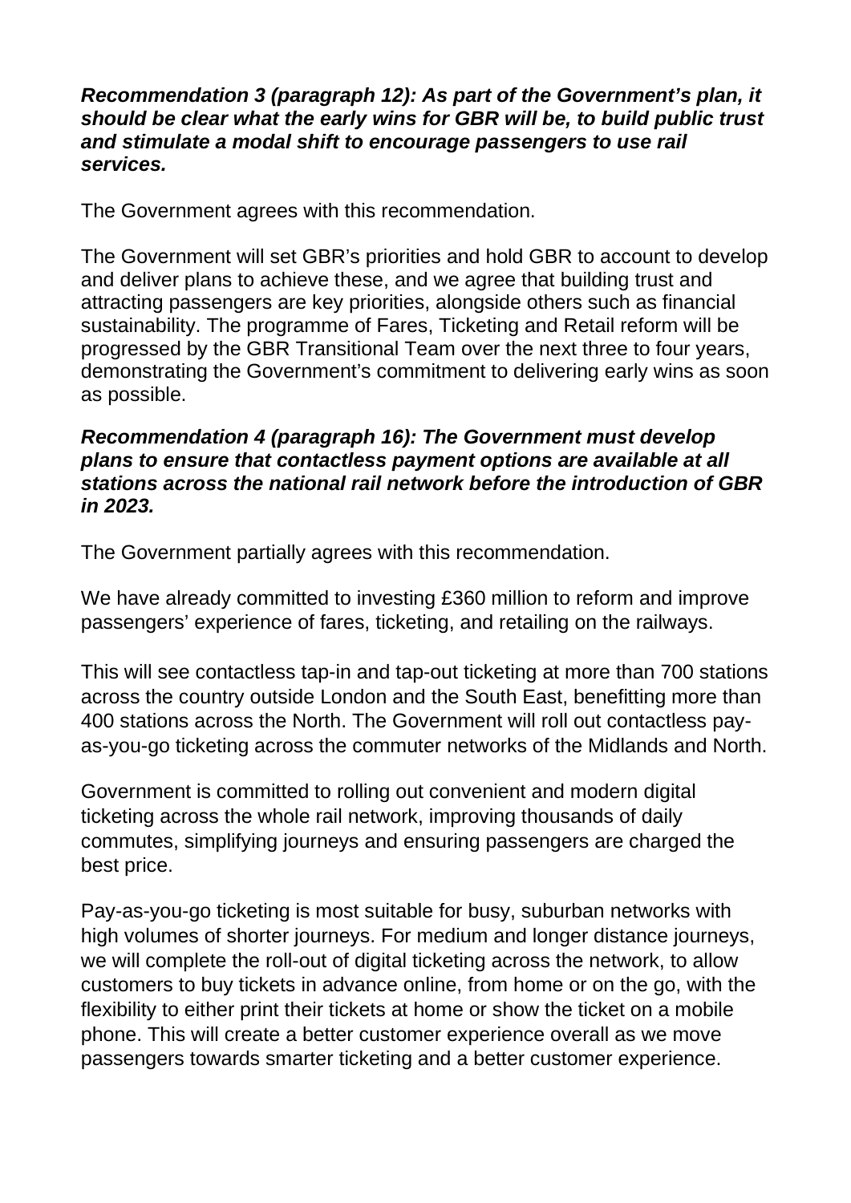***Recommendation 3 (paragraph 12): As part of the Government's plan, it should be clear what the early wins for GBR will be, to build public trust and stimulate a modal shift to encourage passengers to use rail services.***

The Government agrees with this recommendation.

The Government will set GBR's priorities and hold GBR to account to develop and deliver plans to achieve these, and we agree that building trust and attracting passengers are key priorities, alongside others such as financial sustainability. The programme of Fares, Ticketing and Retail reform will be progressed by the GBR Transitional Team over the next three to four years, demonstrating the Government's commitment to delivering early wins as soon as possible.

***Recommendation 4 (paragraph 16): The Government must develop plans to ensure that contactless payment options are available at all stations across the national rail network before the introduction of GBR in 2023.***

The Government partially agrees with this recommendation.

We have already committed to investing £360 million to reform and improve passengers' experience of fares, ticketing, and retailing on the railways.

This will see contactless tap-in and tap-out ticketing at more than 700 stations across the country outside London and the South East, benefitting more than 400 stations across the North. The Government will roll out contactless pay-as-you-go ticketing across the commuter networks of the Midlands and North.

Government is committed to rolling out convenient and modern digital ticketing across the whole rail network, improving thousands of daily commutes, simplifying journeys and ensuring passengers are charged the best price.

Pay-as-you-go ticketing is most suitable for busy, suburban networks with high volumes of shorter journeys. For medium and longer distance journeys, we will complete the roll-out of digital ticketing across the network, to allow customers to buy tickets in advance online, from home or on the go, with the flexibility to either print their tickets at home or show the ticket on a mobile phone. This will create a better customer experience overall as we move passengers towards smarter ticketing and a better customer experience.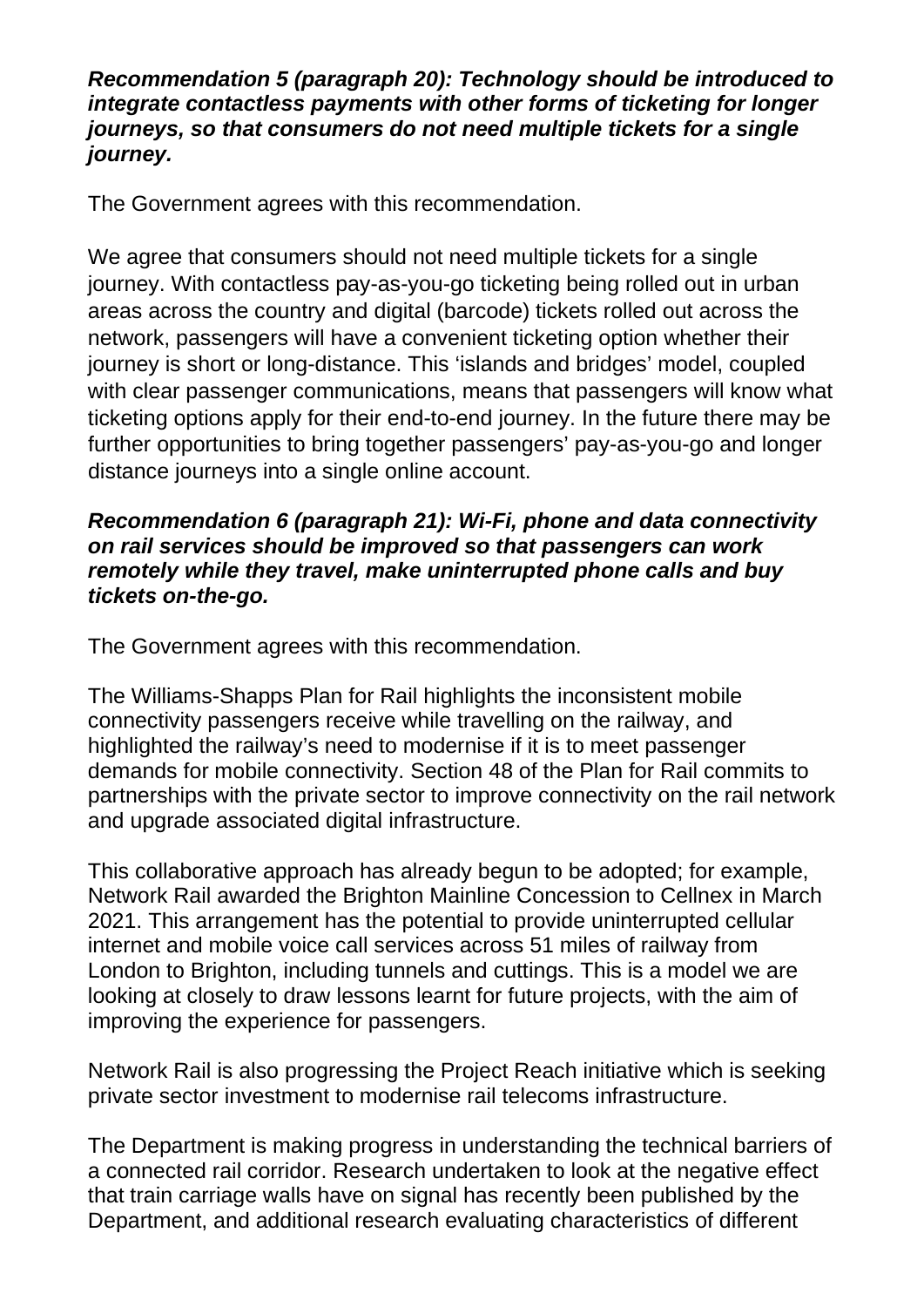***Recommendation 5 (paragraph 20): Technology should be introduced to integrate contactless payments with other forms of ticketing for longer journeys, so that consumers do not need multiple tickets for a single journey.***

The Government agrees with this recommendation.

We agree that consumers should not need multiple tickets for a single journey. With contactless pay-as-you-go ticketing being rolled out in urban areas across the country and digital (barcode) tickets rolled out across the network, passengers will have a convenient ticketing option whether their journey is short or long-distance. This 'islands and bridges' model, coupled with clear passenger communications, means that passengers will know what ticketing options apply for their end-to-end journey. In the future there may be further opportunities to bring together passengers' pay-as-you-go and longer distance journeys into a single online account.

***Recommendation 6 (paragraph 21): Wi-Fi, phone and data connectivity on rail services should be improved so that passengers can work remotely while they travel, make uninterrupted phone calls and buy tickets on-the-go.***

The Government agrees with this recommendation.

The Williams-Shapps Plan for Rail highlights the inconsistent mobile connectivity passengers receive while travelling on the railway, and highlighted the railway's need to modernise if it is to meet passenger demands for mobile connectivity. Section 48 of the Plan for Rail commits to partnerships with the private sector to improve connectivity on the rail network and upgrade associated digital infrastructure.

This collaborative approach has already begun to be adopted; for example, Network Rail awarded the Brighton Mainline Concession to Cellnex in March 2021. This arrangement has the potential to provide uninterrupted cellular internet and mobile voice call services across 51 miles of railway from London to Brighton, including tunnels and cuttings. This is a model we are looking at closely to draw lessons learnt for future projects, with the aim of improving the experience for passengers.

Network Rail is also progressing the Project Reach initiative which is seeking private sector investment to modernise rail telecoms infrastructure.

The Department is making progress in understanding the technical barriers of a connected rail corridor. Research undertaken to look at the negative effect that train carriage walls have on signal has recently been published by the Department, and additional research evaluating characteristics of different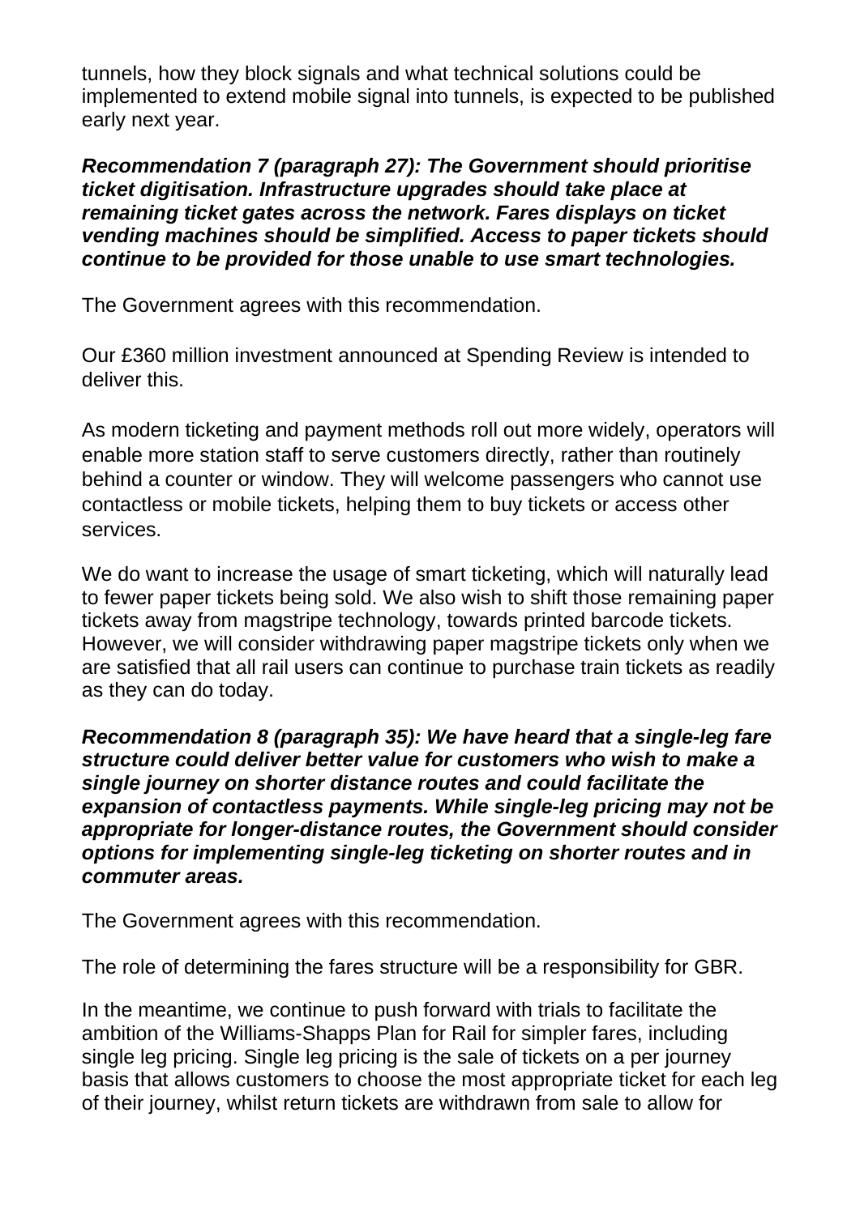tunnels, how they block signals and what technical solutions could be implemented to extend mobile signal into tunnels, is expected to be published early next year.

***Recommendation 7 (paragraph 27): The Government should prioritise ticket digitisation. Infrastructure upgrades should take place at remaining ticket gates across the network. Fares displays on ticket vending machines should be simplified. Access to paper tickets should continue to be provided for those unable to use smart technologies.***

The Government agrees with this recommendation.

Our £360 million investment announced at Spending Review is intended to deliver this.

As modern ticketing and payment methods roll out more widely, operators will enable more station staff to serve customers directly, rather than routinely behind a counter or window. They will welcome passengers who cannot use contactless or mobile tickets, helping them to buy tickets or access other services.

We do want to increase the usage of smart ticketing, which will naturally lead to fewer paper tickets being sold. We also wish to shift those remaining paper tickets away from magstripe technology, towards printed barcode tickets. However, we will consider withdrawing paper magstripe tickets only when we are satisfied that all rail users can continue to purchase train tickets as readily as they can do today.

***Recommendation 8 (paragraph 35): We have heard that a single-leg fare structure could deliver better value for customers who wish to make a single journey on shorter distance routes and could facilitate the expansion of contactless payments. While single-leg pricing may not be appropriate for longer-distance routes, the Government should consider options for implementing single-leg ticketing on shorter routes and in commuter areas.***

The Government agrees with this recommendation.

The role of determining the fares structure will be a responsibility for GBR.

In the meantime, we continue to push forward with trials to facilitate the ambition of the Williams-Shapps Plan for Rail for simpler fares, including single leg pricing. Single leg pricing is the sale of tickets on a per journey basis that allows customers to choose the most appropriate ticket for each leg of their journey, whilst return tickets are withdrawn from sale to allow for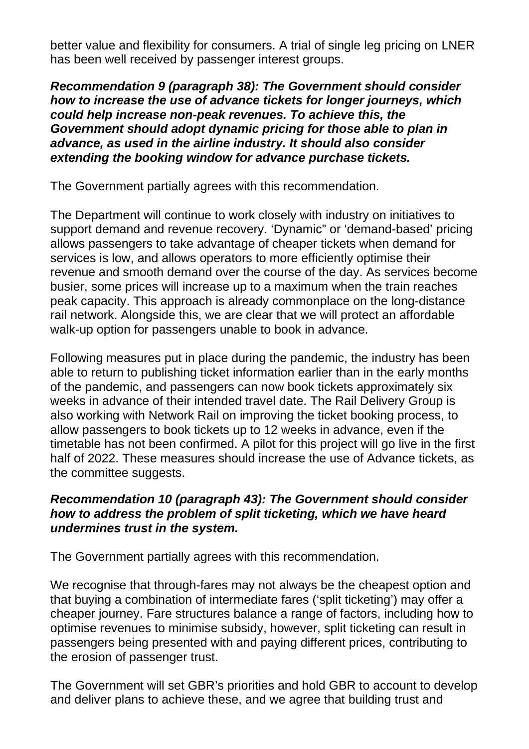better value and flexibility for consumers. A trial of single leg pricing on LNER has been well received by passenger interest groups.

***Recommendation 9 (paragraph 38): The Government should consider how to increase the use of advance tickets for longer journeys, which could help increase non-peak revenues. To achieve this, the Government should adopt dynamic pricing for those able to plan in advance, as used in the airline industry. It should also consider extending the booking window for advance purchase tickets.***

The Government partially agrees with this recommendation.

The Department will continue to work closely with industry on initiatives to support demand and revenue recovery. 'Dynamic" or 'demand-based' pricing allows passengers to take advantage of cheaper tickets when demand for services is low, and allows operators to more efficiently optimise their revenue and smooth demand over the course of the day. As services become busier, some prices will increase up to a maximum when the train reaches peak capacity. This approach is already commonplace on the long-distance rail network. Alongside this, we are clear that we will protect an affordable walk-up option for passengers unable to book in advance.

Following measures put in place during the pandemic, the industry has been able to return to publishing ticket information earlier than in the early months of the pandemic, and passengers can now book tickets approximately six weeks in advance of their intended travel date. The Rail Delivery Group is also working with Network Rail on improving the ticket booking process, to allow passengers to book tickets up to 12 weeks in advance, even if the timetable has not been confirmed. A pilot for this project will go live in the first half of 2022. These measures should increase the use of Advance tickets, as the committee suggests.

***Recommendation 10 (paragraph 43): The Government should consider how to address the problem of split ticketing, which we have heard undermines trust in the system.***

The Government partially agrees with this recommendation.

We recognise that through-fares may not always be the cheapest option and that buying a combination of intermediate fares ('split ticketing') may offer a cheaper journey. Fare structures balance a range of factors, including how to optimise revenues to minimise subsidy, however, split ticketing can result in passengers being presented with and paying different prices, contributing to the erosion of passenger trust.

The Government will set GBR's priorities and hold GBR to account to develop and deliver plans to achieve these, and we agree that building trust and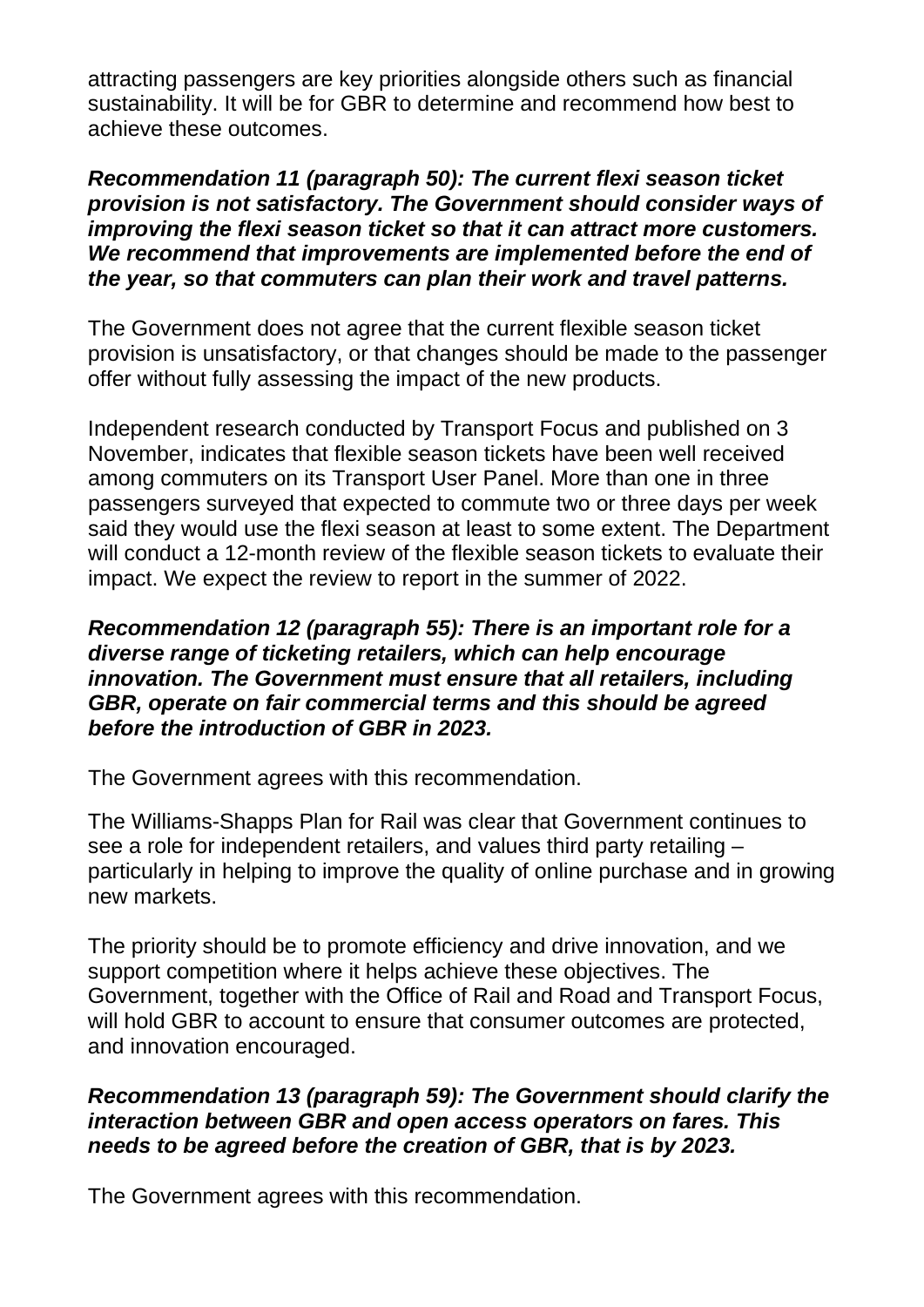attracting passengers are key priorities alongside others such as financial sustainability. It will be for GBR to determine and recommend how best to achieve these outcomes.

***Recommendation 11 (paragraph 50): The current flexi season ticket provision is not satisfactory. The Government should consider ways of improving the flexi season ticket so that it can attract more customers. We recommend that improvements are implemented before the end of the year, so that commuters can plan their work and travel patterns.***

The Government does not agree that the current flexible season ticket provision is unsatisfactory, or that changes should be made to the passenger offer without fully assessing the impact of the new products.

Independent research conducted by Transport Focus and published on 3 November, indicates that flexible season tickets have been well received among commuters on its Transport User Panel. More than one in three passengers surveyed that expected to commute two or three days per week said they would use the flexi season at least to some extent. The Department will conduct a 12-month review of the flexible season tickets to evaluate their impact. We expect the review to report in the summer of 2022.

***Recommendation 12 (paragraph 55): There is an important role for a diverse range of ticketing retailers, which can help encourage innovation. The Government must ensure that all retailers, including GBR, operate on fair commercial terms and this should be agreed before the introduction of GBR in 2023.***

The Government agrees with this recommendation.

The Williams-Shapps Plan for Rail was clear that Government continues to see a role for independent retailers, and values third party retailing – particularly in helping to improve the quality of online purchase and in growing new markets.

The priority should be to promote efficiency and drive innovation, and we support competition where it helps achieve these objectives. The Government, together with the Office of Rail and Road and Transport Focus, will hold GBR to account to ensure that consumer outcomes are protected, and innovation encouraged.

***Recommendation 13 (paragraph 59): The Government should clarify the interaction between GBR and open access operators on fares. This needs to be agreed before the creation of GBR, that is by 2023.***

The Government agrees with this recommendation.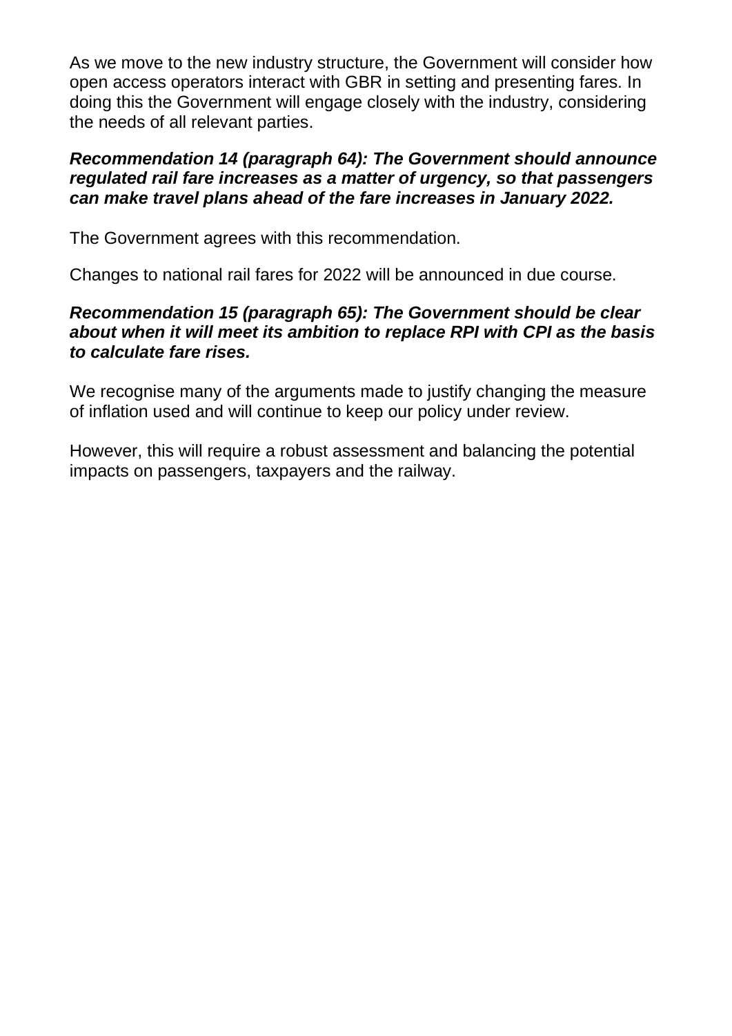As we move to the new industry structure, the Government will consider how open access operators interact with GBR in setting and presenting fares. In doing this the Government will engage closely with the industry, considering the needs of all relevant parties.

***Recommendation 14 (paragraph 64): The Government should announce regulated rail fare increases as a matter of urgency, so that passengers can make travel plans ahead of the fare increases in January 2022.***

The Government agrees with this recommendation.

Changes to national rail fares for 2022 will be announced in due course.

***Recommendation 15 (paragraph 65): The Government should be clear about when it will meet its ambition to replace RPI with CPI as the basis to calculate fare rises.***

We recognise many of the arguments made to justify changing the measure of inflation used and will continue to keep our policy under review.

However, this will require a robust assessment and balancing the potential impacts on passengers, taxpayers and the railway.